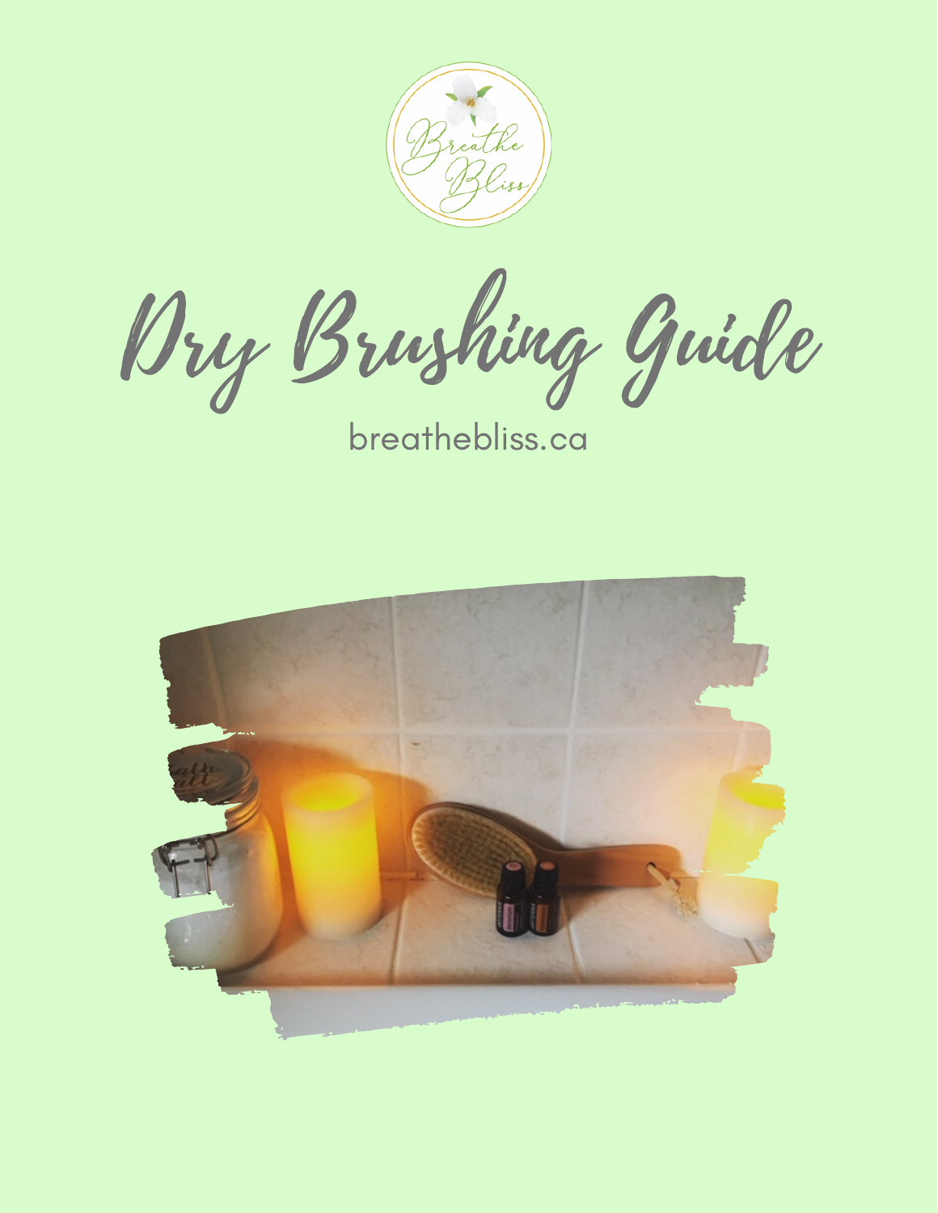# Dry Brushing Guide

breathebliss.ca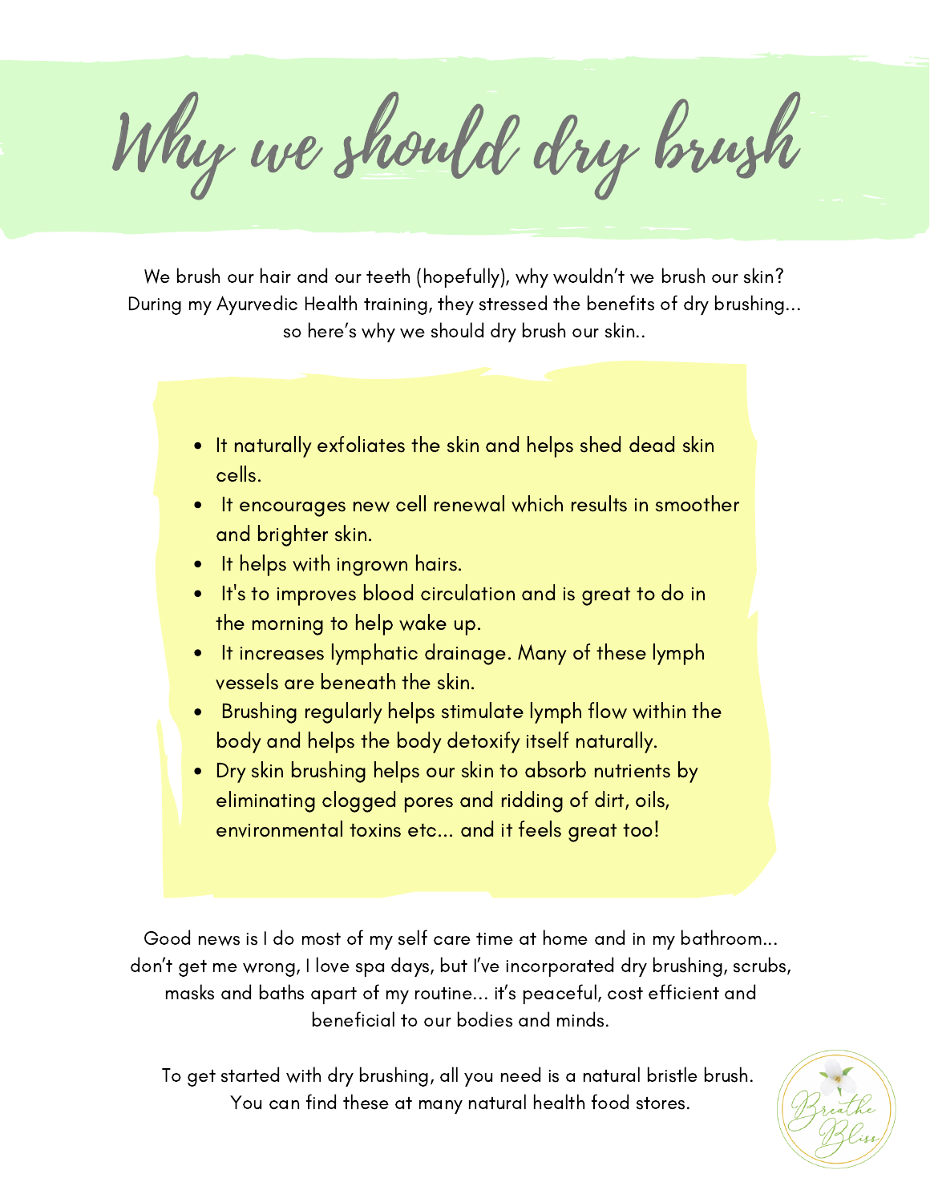# Why we should dry brush

We brush our hair and our teeth (hopefully), why wouldn't we brush our skin? During my Ayurvedic Health training, they stressed the benefits of dry brushing... so here's why we should dry brush our skin..

- It naturally exfoliates the skin and helps shed dead skin cells.
- It encourages new cell renewal which results in smoother and brighter skin.
- It helps with ingrown hairs.
- It's to improves blood circulation and is great to do in the morning to help wake up.
- It increases lymphatic drainage. Many of these lymph vessels are beneath the skin.
- Brushing regularly helps stimulate lymph flow within the body and helps the body detoxify itself naturally.
- Dry skin brushing helps our skin to absorb nutrients by eliminating clogged pores and ridding of dirt, oils, environmental toxins etc... and it feels great too!

Good news is I do most of my self care time at home and in my bathroom... don't get me wrong, I love spa days, but I've incorporated dry brushing, scrubs, masks and baths apart of my routine... it's peaceful, cost efficient and beneficial to our bodies and minds.

To get started with dry brushing, all you need is a natural bristle brush. You can find these at many natural health food stores.

Breathe Bliss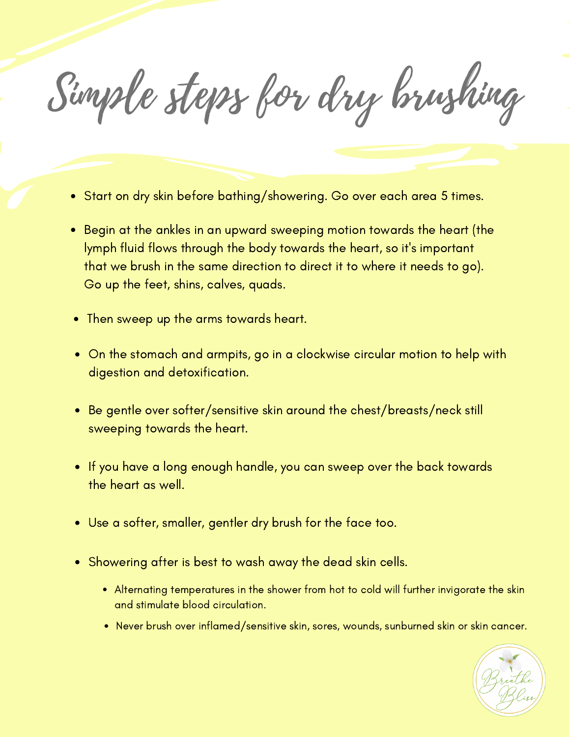# Simple steps for dry brushing

- Start on dry skin before bathing/showering. Go over each area 5 times.
- Begin at the ankles in an upward sweeping motion towards the heart (the lymph fluid flows through the body towards the heart, so it's important that we brush in the same direction to direct it to where it needs to go). Go up the feet, shins, calves, quads.
- Then sweep up the arms towards heart.
- On the stomach and armpits, go in a clockwise circular motion to help with digestion and detoxification.
- Be gentle over softer/sensitive skin around the chest/breasts/neck still sweeping towards the heart.
- If you have a long enough handle, you can sweep over the back towards the heart as well.
- Use a softer, smaller, gentler dry brush for the face too.
- Showering after is best to wash away the dead skin cells.
  - Alternating temperatures in the shower from hot to cold will further invigorate the skin and stimulate blood circulation.
  - Never brush over inflamed/sensitive skin, sores, wounds, sunburned skin or skin cancer.

Breathe Bliss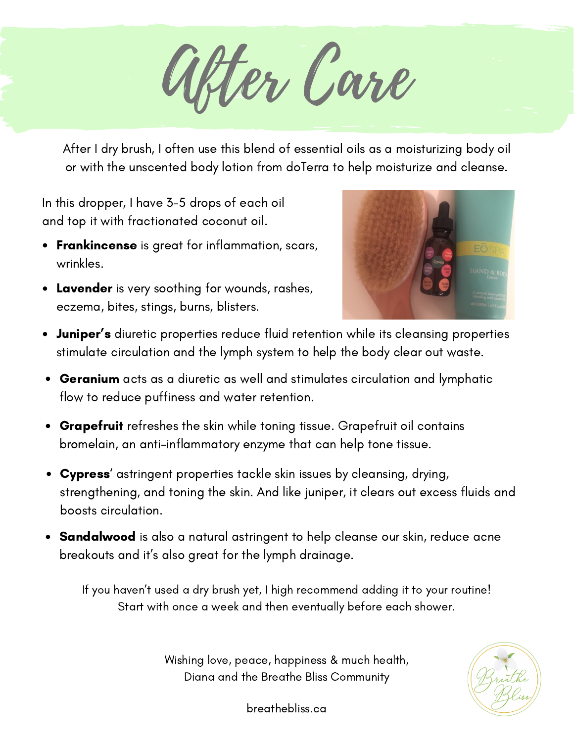# After Care

After I dry brush, I often use this blend of essential oils as a moisturizing body oil or with the unscented body lotion from doTerra to help moisturize and cleanse.

In this dropper, I have 3-5 drops of each oil and top it with fractionated coconut oil.

- **Frankincense** is great for inflammation, scars, wrinkles.
- **Lavender** is very soothing for wounds, rashes, eczema, bites, stings, burns, blisters.
- **Juniper's** diuretic properties reduce fluid retention while its cleansing properties stimulate circulation and the lymph system to help the body clear out waste.
- **Geranium** acts as a diuretic as well and stimulates circulation and lymphatic flow to reduce puffiness and water retention.
- **Grapefruit** refreshes the skin while toning tissue. Grapefruit oil contains bromelain, an anti-inflammatory enzyme that can help tone tissue.
- **Cypress**' astringent properties tackle skin issues by cleansing, drying, strengthening, and toning the skin. And like juniper, it clears out excess fluids and boosts circulation.
- **Sandalwood** is also a natural astringent to help cleanse our skin, reduce acne breakouts and it's also great for the lymph drainage.

If you haven't used a dry brush yet, I high recommend adding it to your routine! Start with once a week and then eventually before each shower.

Wishing love, peace, happiness & much health,
Diana and the Breathe Bliss Community

breathebliss.ca